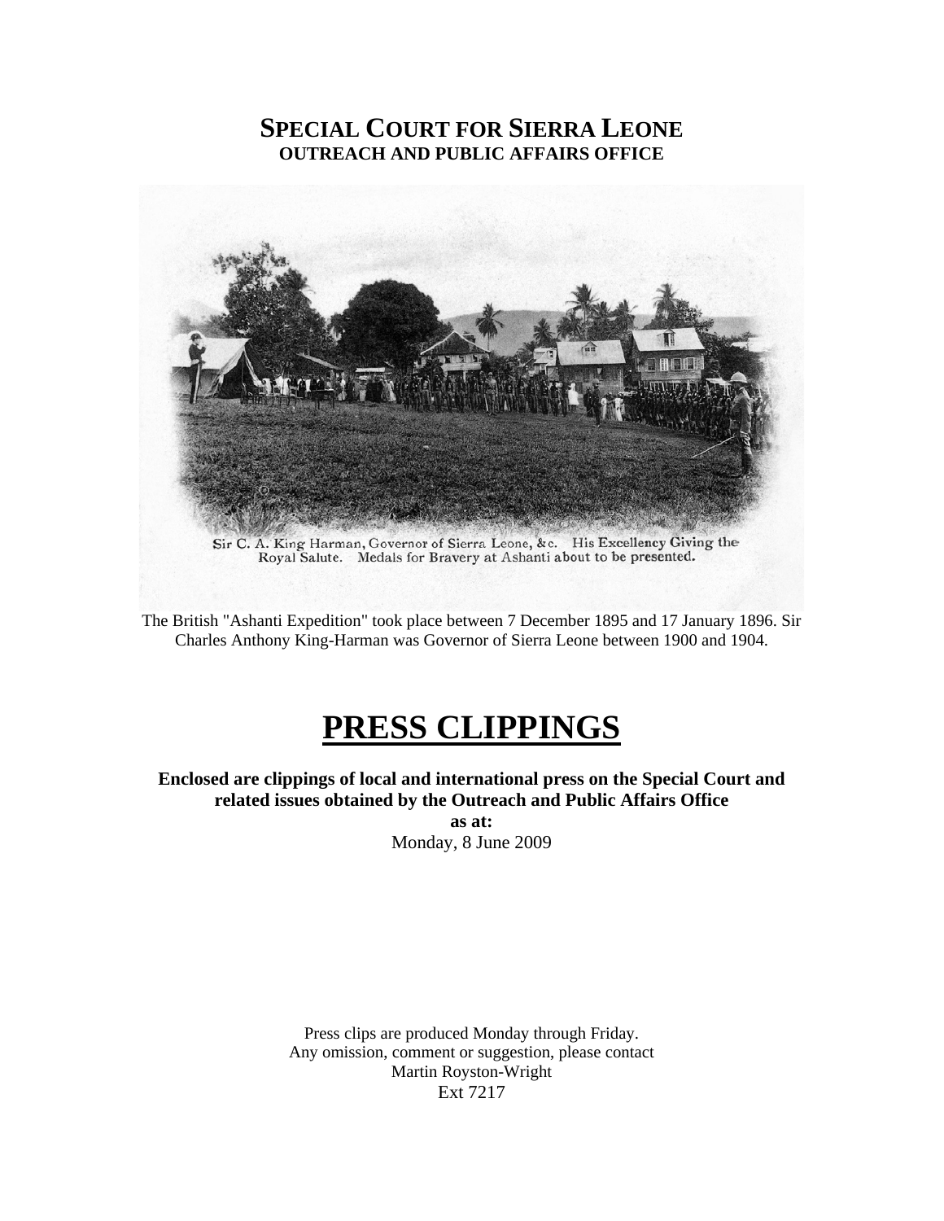# SPECIAL COURT FOR SIERRA LEONE
## OUTREACH AND PUBLIC AFFAIRS OFFICE

Sir C. A. King Harman, Governor of Sierra Leone, &c. His Excellency Giving the Royal Salute. Medals for Bravery at Ashanti about to be presented.

The British "Ashanti Expedition" took place between 7 December 1895 and 17 January 1896. Sir Charles Anthony King-Harman was Governor of Sierra Leone between 1900 and 1904.

# PRESS CLIPPINGS

**Enclosed are clippings of local and international press on the Special Court and related issues obtained by the Outreach and Public Affairs Office**
**as at:**
Monday, 8 June 2009

Press clips are produced Monday through Friday.
Any omission, comment or suggestion, please contact
Martin Royston-Wright
Ext 7217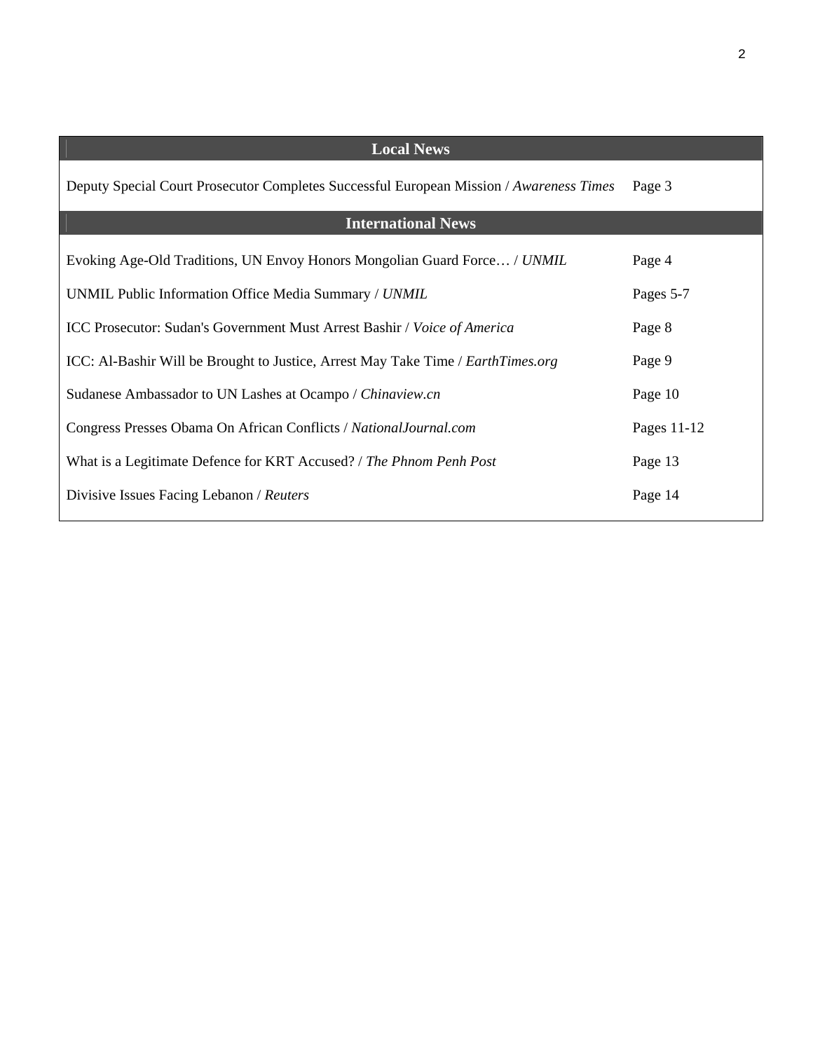| Local News | |
|---|---|
| Deputy Special Court Prosecutor Completes Successful European Mission / *Awareness Times* | Page 3 |
| **International News** | |
| Evoking Age-Old Traditions, UN Envoy Honors Mongolian Guard Force… / *UNMIL* | Page 4 |
| UNMIL Public Information Office Media Summary / *UNMIL* | Pages 5-7 |
| ICC Prosecutor: Sudan's Government Must Arrest Bashir / *Voice of America* | Page 8 |
| ICC: Al-Bashir Will be Brought to Justice, Arrest May Take Time / *EarthTimes.org* | Page 9 |
| Sudanese Ambassador to UN Lashes at Ocampo / *Chinaview.cn* | Page 10 |
| Congress Presses Obama On African Conflicts / *NationalJournal.com* | Pages 11-12 |
| What is a Legitimate Defence for KRT Accused? / *The Phnom Penh Post* | Page 13 |
| Divisive Issues Facing Lebanon / *Reuters* | Page 14 |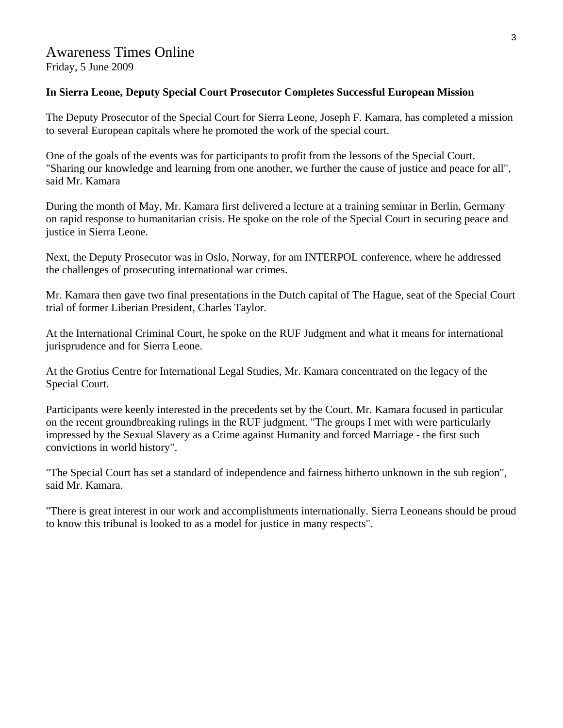# Awareness Times Online

Friday, 5 June 2009

**In Sierra Leone, Deputy Special Court Prosecutor Completes Successful European Mission**

The Deputy Prosecutor of the Special Court for Sierra Leone, Joseph F. Kamara, has completed a mission to several European capitals where he promoted the work of the special court.

One of the goals of the events was for participants to profit from the lessons of the Special Court. "Sharing our knowledge and learning from one another, we further the cause of justice and peace for all", said Mr. Kamara

During the month of May, Mr. Kamara first delivered a lecture at a training seminar in Berlin, Germany on rapid response to humanitarian crisis. He spoke on the role of the Special Court in securing peace and justice in Sierra Leone.

Next, the Deputy Prosecutor was in Oslo, Norway, for am INTERPOL conference, where he addressed the challenges of prosecuting international war crimes.

Mr. Kamara then gave two final presentations in the Dutch capital of The Hague, seat of the Special Court trial of former Liberian President, Charles Taylor.

At the International Criminal Court, he spoke on the RUF Judgment and what it means for international jurisprudence and for Sierra Leone.

At the Grotius Centre for International Legal Studies, Mr. Kamara concentrated on the legacy of the Special Court.

Participants were keenly interested in the precedents set by the Court. Mr. Kamara focused in particular on the recent groundbreaking rulings in the RUF judgment. "The groups I met with were particularly impressed by the Sexual Slavery as a Crime against Humanity and forced Marriage - the first such convictions in world history".

"The Special Court has set a standard of independence and fairness hitherto unknown in the sub region", said Mr. Kamara.

"There is great interest in our work and accomplishments internationally. Sierra Leoneans should be proud to know this tribunal is looked to as a model for justice in many respects".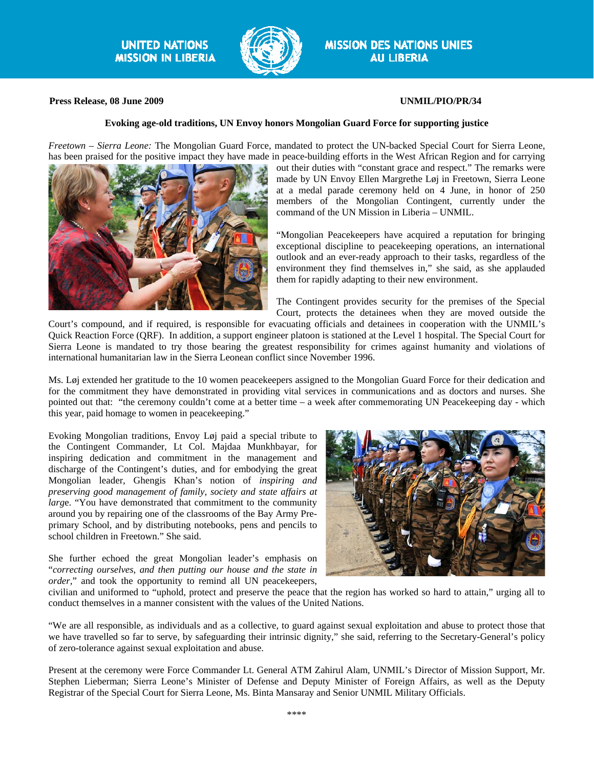UNITED NATIONS MISSION IN LIBERIA

MISSION DES NATIONS UNIES AU LIBERIA

**Press Release, 08 June 2009** **UNMIL/PIO/PR/34**

**Evoking age-old traditions, UN Envoy honors Mongolian Guard Force for supporting justice**

*Freetown – Sierra Leone:* The Mongolian Guard Force, mandated to protect the UN-backed Special Court for Sierra Leone, has been praised for the positive impact they have made in peace-building efforts in the West African Region and for carrying out their duties with "constant grace and respect." The remarks were made by UN Envoy Ellen Margrethe Løj in Freetown, Sierra Leone at a medal parade ceremony held on 4 June, in honor of 250 members of the Mongolian Contingent, currently under the command of the UN Mission in Liberia – UNMIL.

"Mongolian Peacekeepers have acquired a reputation for bringing exceptional discipline to peacekeeping operations, an international outlook and an ever-ready approach to their tasks, regardless of the environment they find themselves in," she said, as she applauded them for rapidly adapting to their new environment.

The Contingent provides security for the premises of the Special Court, protects the detainees when they are moved outside the Court's compound, and if required, is responsible for evacuating officials and detainees in cooperation with the UNMIL's Quick Reaction Force (QRF). In addition, a support engineer platoon is stationed at the Level 1 hospital. The Special Court for Sierra Leone is mandated to try those bearing the greatest responsibility for crimes against humanity and violations of international humanitarian law in the Sierra Leonean conflict since November 1996.

Ms. Løj extended her gratitude to the 10 women peacekeepers assigned to the Mongolian Guard Force for their dedication and for the commitment they have demonstrated in providing vital services in communications and as doctors and nurses. She pointed out that: "the ceremony couldn't come at a better time – a week after commemorating UN Peacekeeping day - which this year, paid homage to women in peacekeeping."

Evoking Mongolian traditions, Envoy Løj paid a special tribute to the Contingent Commander, Lt Col. Majdaa Munkhbayar, for inspiring dedication and commitment in the management and discharge of the Contingent's duties, and for embodying the great Mongolian leader, Ghengis Khan's notion of *inspiring and preserving good management of family, society and state affairs at large*. "You have demonstrated that commitment to the community around you by repairing one of the classrooms of the Bay Army Pre-primary School, and by distributing notebooks, pens and pencils to school children in Freetown." She said.

She further echoed the great Mongolian leader's emphasis on "*correcting ourselves, and then putting our house and the state in order*," and took the opportunity to remind all UN peacekeepers, civilian and uniformed to "uphold, protect and preserve the peace that the region has worked so hard to attain," urging all to conduct themselves in a manner consistent with the values of the United Nations.

"We are all responsible, as individuals and as a collective, to guard against sexual exploitation and abuse to protect those that we have travelled so far to serve, by safeguarding their intrinsic dignity," she said, referring to the Secretary-General's policy of zero-tolerance against sexual exploitation and abuse.

Present at the ceremony were Force Commander Lt. General ATM Zahirul Alam, UNMIL's Director of Mission Support, Mr. Stephen Lieberman; Sierra Leone's Minister of Defense and Deputy Minister of Foreign Affairs, as well as the Deputy Registrar of the Special Court for Sierra Leone, Ms. Binta Mansaray and Senior UNMIL Military Officials.

\*\*\*\*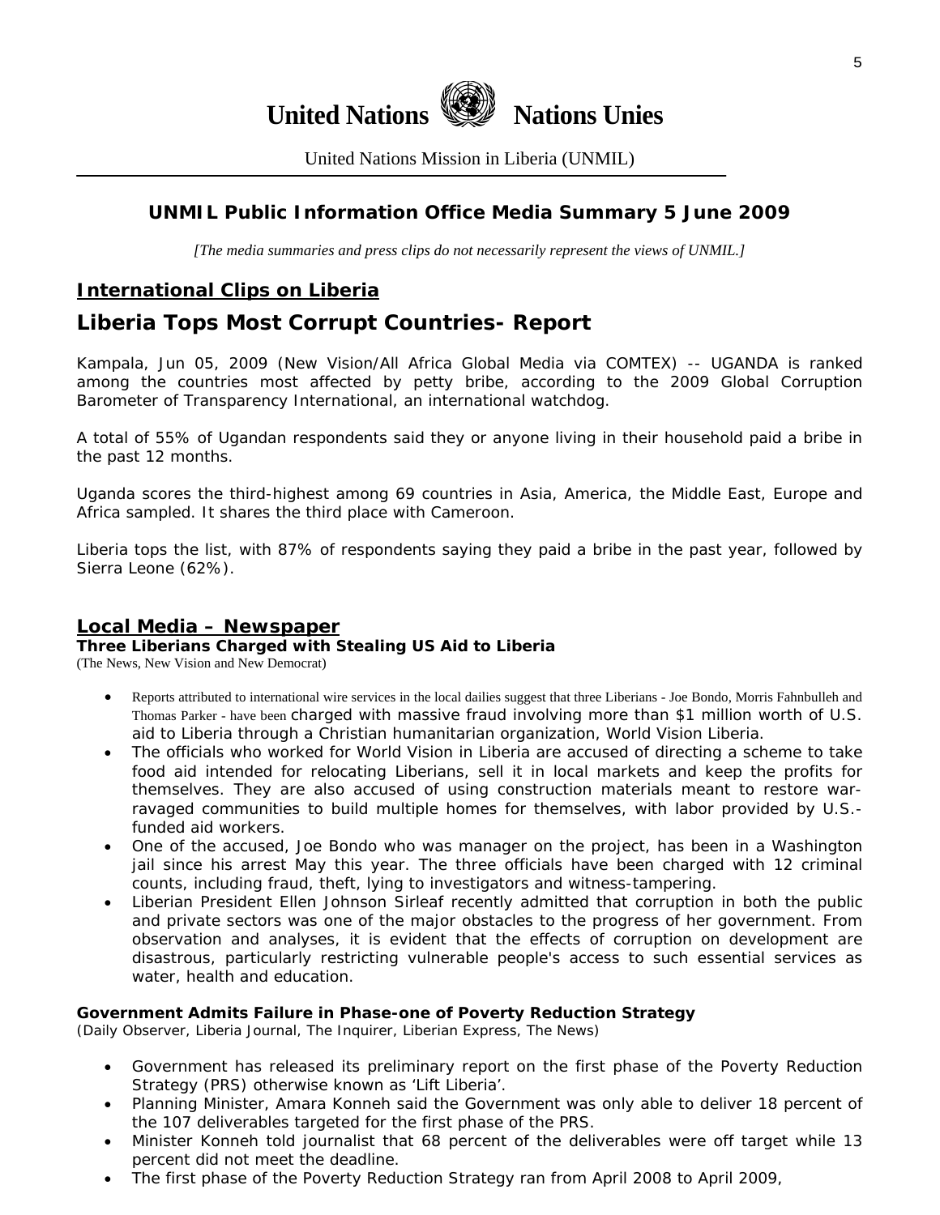United Nations Nations Unies

United Nations Mission in Liberia (UNMIL)

## UNMIL Public Information Office Media Summary 5 June 2009

*[The media summaries and press clips do not necessarily represent the views of UNMIL.]*

### International Clips on Liberia

# Liberia Tops Most Corrupt Countries- Report

Kampala, Jun 05, 2009 (New Vision/All Africa Global Media via COMTEX) -- UGANDA is ranked among the countries most affected by petty bribe, according to the 2009 Global Corruption Barometer of Transparency International, an international watchdog.

A total of 55% of Ugandan respondents said they or anyone living in their household paid a bribe in the past 12 months.

Uganda scores the third-highest among 69 countries in Asia, America, the Middle East, Europe and Africa sampled. It shares the third place with Cameroon.

Liberia tops the list, with 87% of respondents saying they paid a bribe in the past year, followed by Sierra Leone (62%).

### Local Media – Newspaper

**Three Liberians Charged with Stealing US Aid to Liberia**
(The News, New Vision and New Democrat)

- Reports attributed to international wire services in the local dailies suggest that three Liberians - Joe Bondo, Morris Fahnbulleh and Thomas Parker - have been charged with massive fraud involving more than $1 million worth of U.S. aid to Liberia through a Christian humanitarian organization, World Vision Liberia.
- The officials who worked for World Vision in Liberia are accused of directing a scheme to take food aid intended for relocating Liberians, sell it in local markets and keep the profits for themselves. They are also accused of using construction materials meant to restore war-ravaged communities to build multiple homes for themselves, with labor provided by U.S.-funded aid workers.
- One of the accused, Joe Bondo who was manager on the project, has been in a Washington jail since his arrest May this year. The three officials have been charged with 12 criminal counts, including fraud, theft, lying to investigators and witness-tampering.
- Liberian President Ellen Johnson Sirleaf recently admitted that corruption in both the public and private sectors was one of the major obstacles to the progress of her government. From observation and analyses, it is evident that the effects of corruption on development are disastrous, particularly restricting vulnerable people's access to such essential services as water, health and education.

**Government Admits Failure in Phase-one of Poverty Reduction Strategy**
(Daily Observer, Liberia Journal, The Inquirer, Liberian Express, The News)

- Government has released its preliminary report on the first phase of the Poverty Reduction Strategy (PRS) otherwise known as 'Lift Liberia'.
- Planning Minister, Amara Konneh said the Government was only able to deliver 18 percent of the 107 deliverables targeted for the first phase of the PRS.
- Minister Konneh told journalist that 68 percent of the deliverables were off target while 13 percent did not meet the deadline.
- The first phase of the Poverty Reduction Strategy ran from April 2008 to April 2009,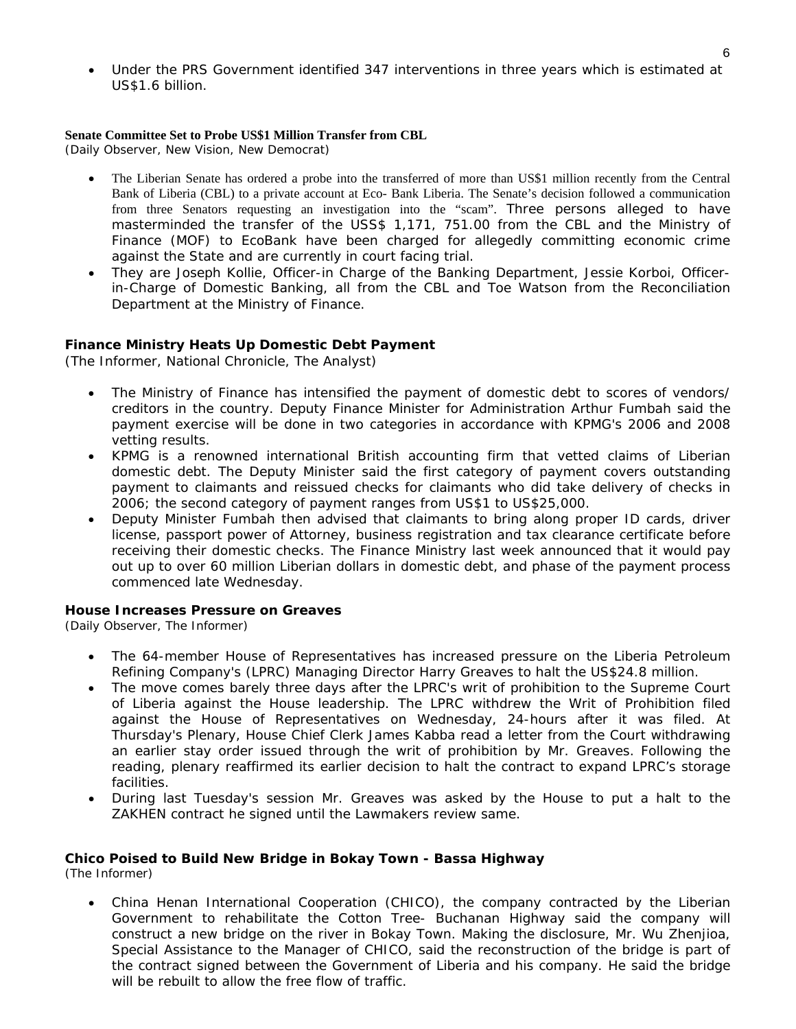- Under the PRS Government identified 347 interventions in three years which is estimated at US$1.6 billion.

**Senate Committee Set to Probe US$1 Million Transfer from CBL**
*(Daily Observer, New Vision, New Democrat)*

- The Liberian Senate has ordered a probe into the transferred of more than US$1 million recently from the Central Bank of Liberia (CBL) to a private account at Eco- Bank Liberia. The Senate's decision followed a communication from three Senators requesting an investigation into the "scam". Three persons alleged to have masterminded the transfer of the USS$ 1,171, 751.00 from the CBL and the Ministry of Finance (MOF) to EcoBank have been charged for allegedly committing economic crime against the State and are currently in court facing trial.
- They are Joseph Kollie, Officer-in Charge of the Banking Department, Jessie Korboi, Officer-in-Charge of Domestic Banking, all from the CBL and Toe Watson from the Reconciliation Department at the Ministry of Finance.

**Finance Ministry Heats Up Domestic Debt Payment**
*(The Informer, National Chronicle, The Analyst)*

- The Ministry of Finance has intensified the payment of domestic debt to scores of vendors/ creditors in the country. Deputy Finance Minister for Administration Arthur Fumbah said the payment exercise will be done in two categories in accordance with KPMG's 2006 and 2008 vetting results.
- KPMG is a renowned international British accounting firm that vetted claims of Liberian domestic debt. The Deputy Minister said the first category of payment covers outstanding payment to claimants and reissued checks for claimants who did take delivery of checks in 2006; the second category of payment ranges from US$1 to US$25,000.
- Deputy Minister Fumbah then advised that claimants to bring along proper ID cards, driver license, passport power of Attorney, business registration and tax clearance certificate before receiving their domestic checks. The Finance Ministry last week announced that it would pay out up to over 60 million Liberian dollars in domestic debt, and phase of the payment process commenced late Wednesday.

**House Increases Pressure on Greaves**
*(Daily Observer, The Informer)*

- The 64-member House of Representatives has increased pressure on the Liberia Petroleum Refining Company's (LPRC) Managing Director Harry Greaves to halt the US$24.8 million.
- The move comes barely three days after the LPRC's writ of prohibition to the Supreme Court of Liberia against the House leadership. The LPRC withdrew the Writ of Prohibition filed against the House of Representatives on Wednesday, 24-hours after it was filed. At Thursday's Plenary, House Chief Clerk James Kabba read a letter from the Court withdrawing an earlier stay order issued through the writ of prohibition by Mr. Greaves. Following the reading, plenary reaffirmed its earlier decision to halt the contract to expand LPRC's storage facilities.
- During last Tuesday's session Mr. Greaves was asked by the House to put a halt to the ZAKHEN contract he signed until the Lawmakers review same.

**Chico Poised to Build New Bridge in Bokay Town - Bassa Highway**
*(The Informer)*

- China Henan International Cooperation (CHICO), the company contracted by the Liberian Government to rehabilitate the Cotton Tree- Buchanan Highway said the company will construct a new bridge on the river in Bokay Town. Making the disclosure, Mr. Wu Zhenjioa, Special Assistance to the Manager of CHICO, said the reconstruction of the bridge is part of the contract signed between the Government of Liberia and his company. He said the bridge will be rebuilt to allow the free flow of traffic.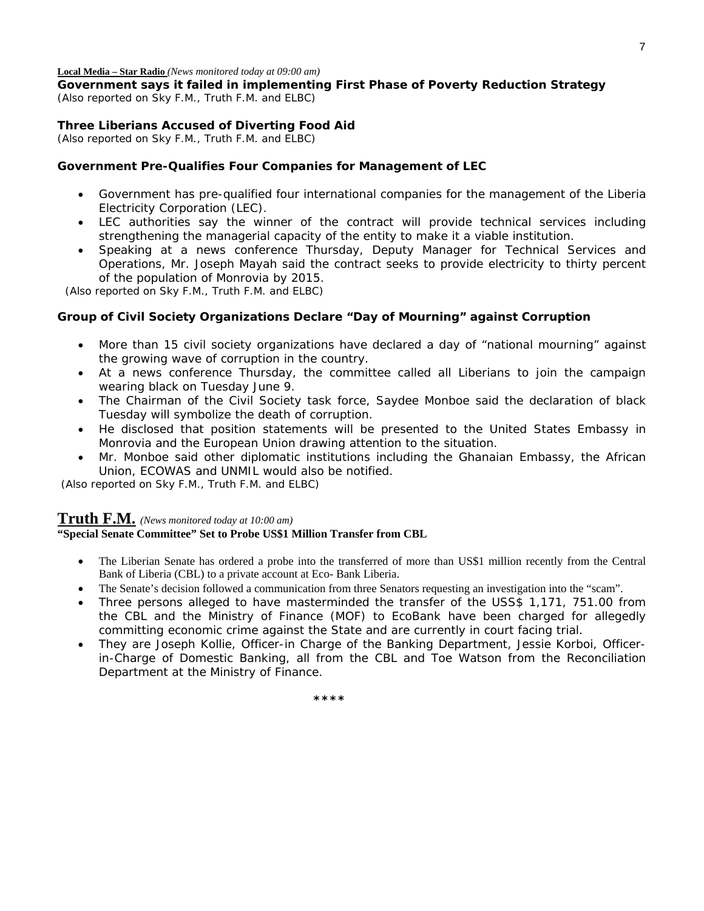**Local Media – Star Radio** *(News monitored today at 09:00 am)*

**Government says it failed in implementing First Phase of Poverty Reduction Strategy**
(Also reported on Sky F.M., Truth F.M. and ELBC)

**Three Liberians Accused of Diverting Food Aid**
(Also reported on Sky F.M., Truth F.M. and ELBC)

**Government Pre-Qualifies Four Companies for Management of LEC**

- Government has pre-qualified four international companies for the management of the Liberia Electricity Corporation (LEC).
- LEC authorities say the winner of the contract will provide technical services including strengthening the managerial capacity of the entity to make it a viable institution.
- Speaking at a news conference Thursday, Deputy Manager for Technical Services and Operations, Mr. Joseph Mayah said the contract seeks to provide electricity to thirty percent of the population of Monrovia by 2015.

(Also reported on Sky F.M., Truth F.M. and ELBC)

**Group of Civil Society Organizations Declare "Day of Mourning" against Corruption**

- More than 15 civil society organizations have declared a day of "national mourning" against the growing wave of corruption in the country.
- At a news conference Thursday, the committee called all Liberians to join the campaign wearing black on Tuesday June 9.
- The Chairman of the Civil Society task force, Saydee Monboe said the declaration of black Tuesday will symbolize the death of corruption.
- He disclosed that position statements will be presented to the United States Embassy in Monrovia and the European Union drawing attention to the situation.
- Mr. Monboe said other diplomatic institutions including the Ghanaian Embassy, the African Union, ECOWAS and UNMIL would also be notified.

(Also reported on Sky F.M., Truth F.M. and ELBC)

## Truth F.M. *(News monitored today at 10:00 am)*

**"Special Senate Committee" Set to Probe US$1 Million Transfer from CBL**

- The Liberian Senate has ordered a probe into the transferred of more than US$1 million recently from the Central Bank of Liberia (CBL) to a private account at Eco- Bank Liberia.
- The Senate's decision followed a communication from three Senators requesting an investigation into the "scam".
- Three persons alleged to have masterminded the transfer of the USS$ 1,171, 751.00 from the CBL and the Ministry of Finance (MOF) to EcoBank have been charged for allegedly committing economic crime against the State and are currently in court facing trial.
- They are Joseph Kollie, Officer-in Charge of the Banking Department, Jessie Korboi, Officer-in-Charge of Domestic Banking, all from the CBL and Toe Watson from the Reconciliation Department at the Ministry of Finance.

\*\*\*\*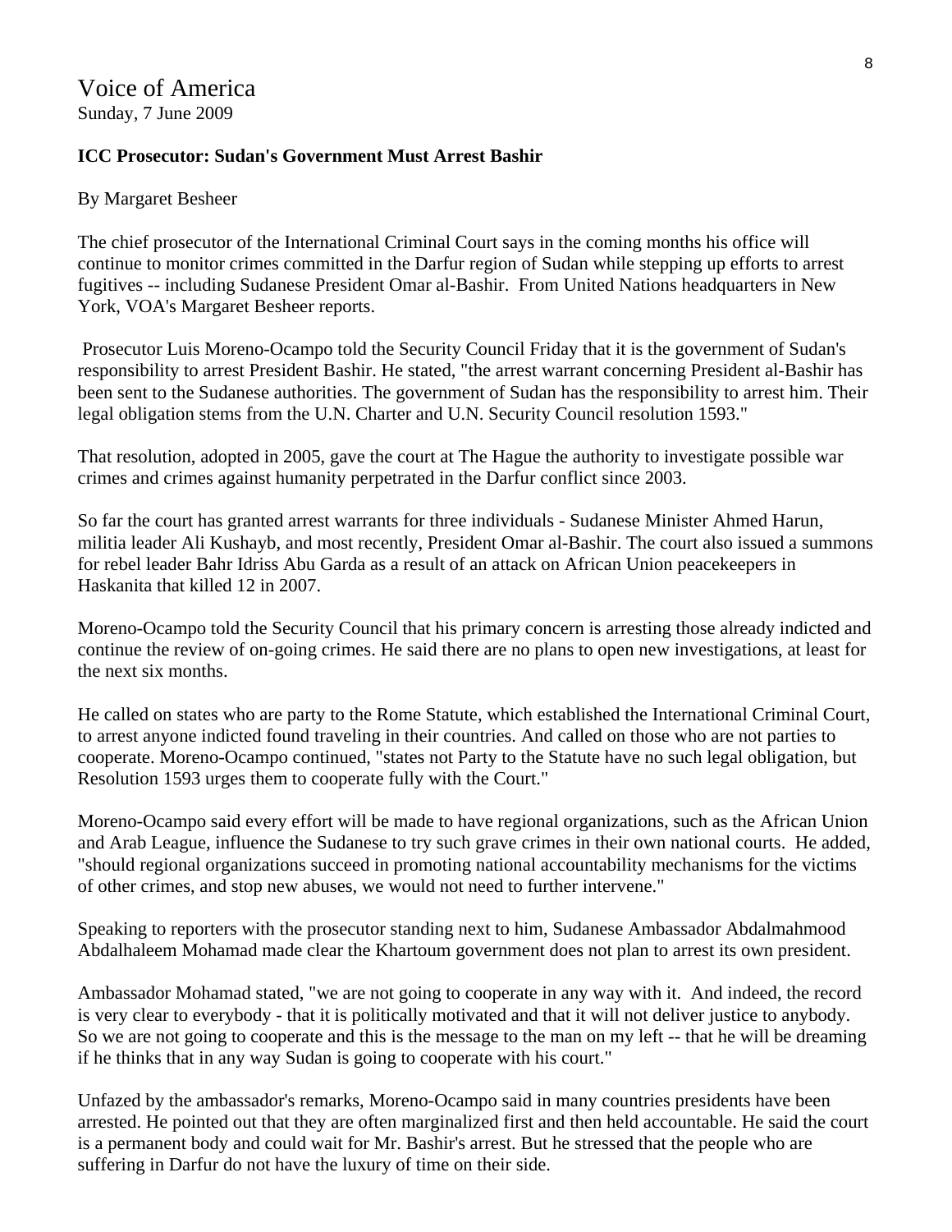# Voice of America

Sunday, 7 June 2009

**ICC Prosecutor: Sudan's Government Must Arrest Bashir**

By Margaret Besheer

The chief prosecutor of the International Criminal Court says in the coming months his office will continue to monitor crimes committed in the Darfur region of Sudan while stepping up efforts to arrest fugitives -- including Sudanese President Omar al-Bashir. From United Nations headquarters in New York, VOA's Margaret Besheer reports.

Prosecutor Luis Moreno-Ocampo told the Security Council Friday that it is the government of Sudan's responsibility to arrest President Bashir. He stated, "the arrest warrant concerning President al-Bashir has been sent to the Sudanese authorities. The government of Sudan has the responsibility to arrest him. Their legal obligation stems from the U.N. Charter and U.N. Security Council resolution 1593."

That resolution, adopted in 2005, gave the court at The Hague the authority to investigate possible war crimes and crimes against humanity perpetrated in the Darfur conflict since 2003.

So far the court has granted arrest warrants for three individuals - Sudanese Minister Ahmed Harun, militia leader Ali Kushayb, and most recently, President Omar al-Bashir. The court also issued a summons for rebel leader Bahr Idriss Abu Garda as a result of an attack on African Union peacekeepers in Haskanita that killed 12 in 2007.

Moreno-Ocampo told the Security Council that his primary concern is arresting those already indicted and continue the review of on-going crimes. He said there are no plans to open new investigations, at least for the next six months.

He called on states who are party to the Rome Statute, which established the International Criminal Court, to arrest anyone indicted found traveling in their countries. And called on those who are not parties to cooperate. Moreno-Ocampo continued, "states not Party to the Statute have no such legal obligation, but Resolution 1593 urges them to cooperate fully with the Court."

Moreno-Ocampo said every effort will be made to have regional organizations, such as the African Union and Arab League, influence the Sudanese to try such grave crimes in their own national courts. He added, "should regional organizations succeed in promoting national accountability mechanisms for the victims of other crimes, and stop new abuses, we would not need to further intervene."

Speaking to reporters with the prosecutor standing next to him, Sudanese Ambassador Abdalmahmood Abdalhaleem Mohamad made clear the Khartoum government does not plan to arrest its own president.

Ambassador Mohamad stated, "we are not going to cooperate in any way with it. And indeed, the record is very clear to everybody - that it is politically motivated and that it will not deliver justice to anybody. So we are not going to cooperate and this is the message to the man on my left -- that he will be dreaming if he thinks that in any way Sudan is going to cooperate with his court."

Unfazed by the ambassador's remarks, Moreno-Ocampo said in many countries presidents have been arrested. He pointed out that they are often marginalized first and then held accountable. He said the court is a permanent body and could wait for Mr. Bashir's arrest. But he stressed that the people who are suffering in Darfur do not have the luxury of time on their side.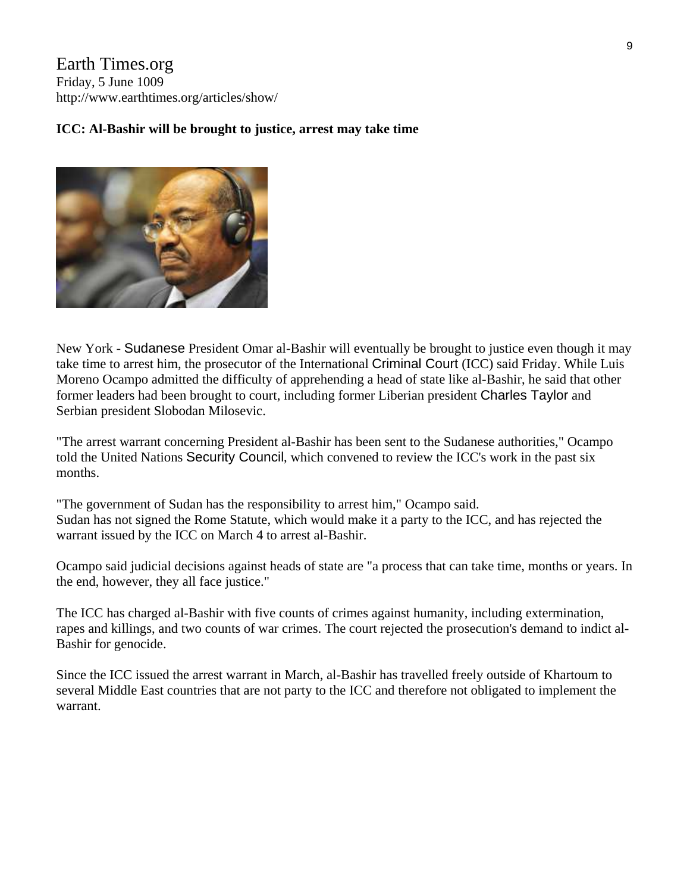# Earth Times.org

Friday, 5 June 1009
http://www.earthtimes.org/articles/show/

**ICC: Al-Bashir will be brought to justice, arrest may take time**

New York - Sudanese President Omar al-Bashir will eventually be brought to justice even though it may take time to arrest him, the prosecutor of the International Criminal Court (ICC) said Friday. While Luis Moreno Ocampo admitted the difficulty of apprehending a head of state like al-Bashir, he said that other former leaders had been brought to court, including former Liberian president Charles Taylor and Serbian president Slobodan Milosevic.

"The arrest warrant concerning President al-Bashir has been sent to the Sudanese authorities," Ocampo told the United Nations Security Council, which convened to review the ICC's work in the past six months.

"The government of Sudan has the responsibility to arrest him," Ocampo said.
Sudan has not signed the Rome Statute, which would make it a party to the ICC, and has rejected the warrant issued by the ICC on March 4 to arrest al-Bashir.

Ocampo said judicial decisions against heads of state are "a process that can take time, months or years. In the end, however, they all face justice."

The ICC has charged al-Bashir with five counts of crimes against humanity, including extermination, rapes and killings, and two counts of war crimes. The court rejected the prosecution's demand to indict al-Bashir for genocide.

Since the ICC issued the arrest warrant in March, al-Bashir has travelled freely outside of Khartoum to several Middle East countries that are not party to the ICC and therefore not obligated to implement the warrant.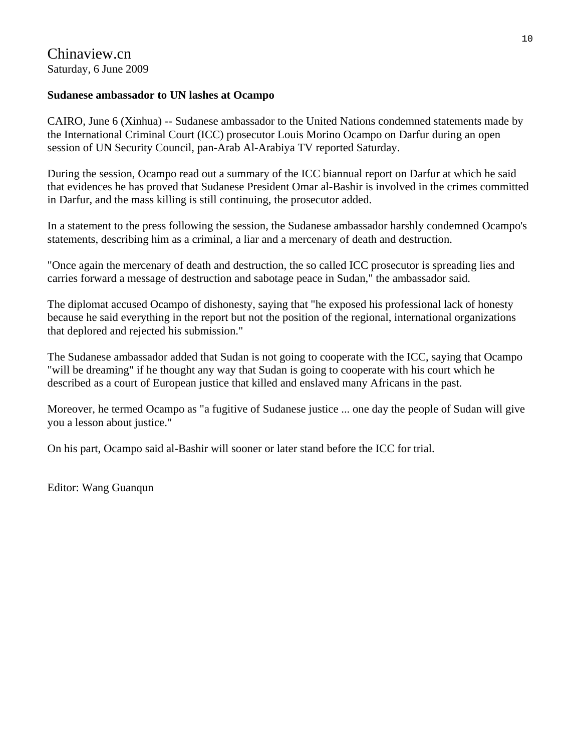Chinaview.cn
Saturday, 6 June 2009

**Sudanese ambassador to UN lashes at Ocampo**

CAIRO, June 6 (Xinhua) -- Sudanese ambassador to the United Nations condemned statements made by the International Criminal Court (ICC) prosecutor Louis Morino Ocampo on Darfur during an open session of UN Security Council, pan-Arab Al-Arabiya TV reported Saturday.

During the session, Ocampo read out a summary of the ICC biannual report on Darfur at which he said that evidences he has proved that Sudanese President Omar al-Bashir is involved in the crimes committed in Darfur, and the mass killing is still continuing, the prosecutor added.

In a statement to the press following the session, the Sudanese ambassador harshly condemned Ocampo's statements, describing him as a criminal, a liar and a mercenary of death and destruction.

"Once again the mercenary of death and destruction, the so called ICC prosecutor is spreading lies and carries forward a message of destruction and sabotage peace in Sudan," the ambassador said.

The diplomat accused Ocampo of dishonesty, saying that "he exposed his professional lack of honesty because he said everything in the report but not the position of the regional, international organizations that deplored and rejected his submission."

The Sudanese ambassador added that Sudan is not going to cooperate with the ICC, saying that Ocampo "will be dreaming" if he thought any way that Sudan is going to cooperate with his court which he described as a court of European justice that killed and enslaved many Africans in the past.

Moreover, he termed Ocampo as "a fugitive of Sudanese justice ... one day the people of Sudan will give you a lesson about justice."

On his part, Ocampo said al-Bashir will sooner or later stand before the ICC for trial.

Editor: Wang Guanqun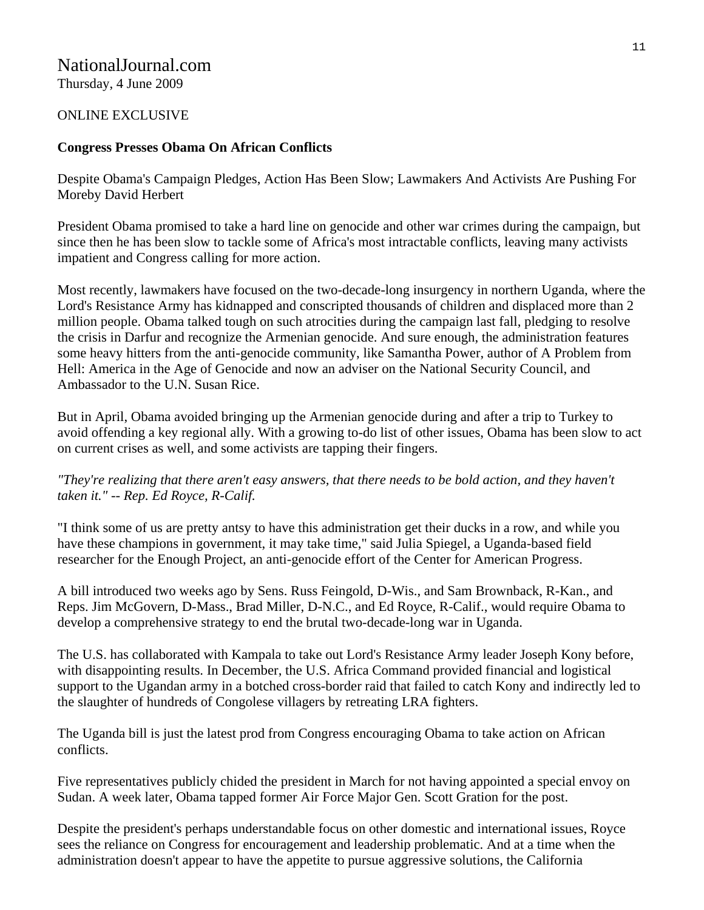NationalJournal.com
Thursday, 4 June 2009

ONLINE EXCLUSIVE

**Congress Presses Obama On African Conflicts**

Despite Obama's Campaign Pledges, Action Has Been Slow; Lawmakers And Activists Are Pushing For Moreby David Herbert

President Obama promised to take a hard line on genocide and other war crimes during the campaign, but since then he has been slow to tackle some of Africa's most intractable conflicts, leaving many activists impatient and Congress calling for more action.

Most recently, lawmakers have focused on the two-decade-long insurgency in northern Uganda, where the Lord's Resistance Army has kidnapped and conscripted thousands of children and displaced more than 2 million people. Obama talked tough on such atrocities during the campaign last fall, pledging to resolve the crisis in Darfur and recognize the Armenian genocide. And sure enough, the administration features some heavy hitters from the anti-genocide community, like Samantha Power, author of A Problem from Hell: America in the Age of Genocide and now an adviser on the National Security Council, and Ambassador to the U.N. Susan Rice.

But in April, Obama avoided bringing up the Armenian genocide during and after a trip to Turkey to avoid offending a key regional ally. With a growing to-do list of other issues, Obama has been slow to act on current crises as well, and some activists are tapping their fingers.

*"They're realizing that there aren't easy answers, that there needs to be bold action, and they haven't taken it." -- Rep. Ed Royce, R-Calif.*

"I think some of us are pretty antsy to have this administration get their ducks in a row, and while you have these champions in government, it may take time," said Julia Spiegel, a Uganda-based field researcher for the Enough Project, an anti-genocide effort of the Center for American Progress.

A bill introduced two weeks ago by Sens. Russ Feingold, D-Wis., and Sam Brownback, R-Kan., and Reps. Jim McGovern, D-Mass., Brad Miller, D-N.C., and Ed Royce, R-Calif., would require Obama to develop a comprehensive strategy to end the brutal two-decade-long war in Uganda.

The U.S. has collaborated with Kampala to take out Lord's Resistance Army leader Joseph Kony before, with disappointing results. In December, the U.S. Africa Command provided financial and logistical support to the Ugandan army in a botched cross-border raid that failed to catch Kony and indirectly led to the slaughter of hundreds of Congolese villagers by retreating LRA fighters.

The Uganda bill is just the latest prod from Congress encouraging Obama to take action on African conflicts.

Five representatives publicly chided the president in March for not having appointed a special envoy on Sudan. A week later, Obama tapped former Air Force Major Gen. Scott Gration for the post.

Despite the president's perhaps understandable focus on other domestic and international issues, Royce sees the reliance on Congress for encouragement and leadership problematic. And at a time when the administration doesn't appear to have the appetite to pursue aggressive solutions, the California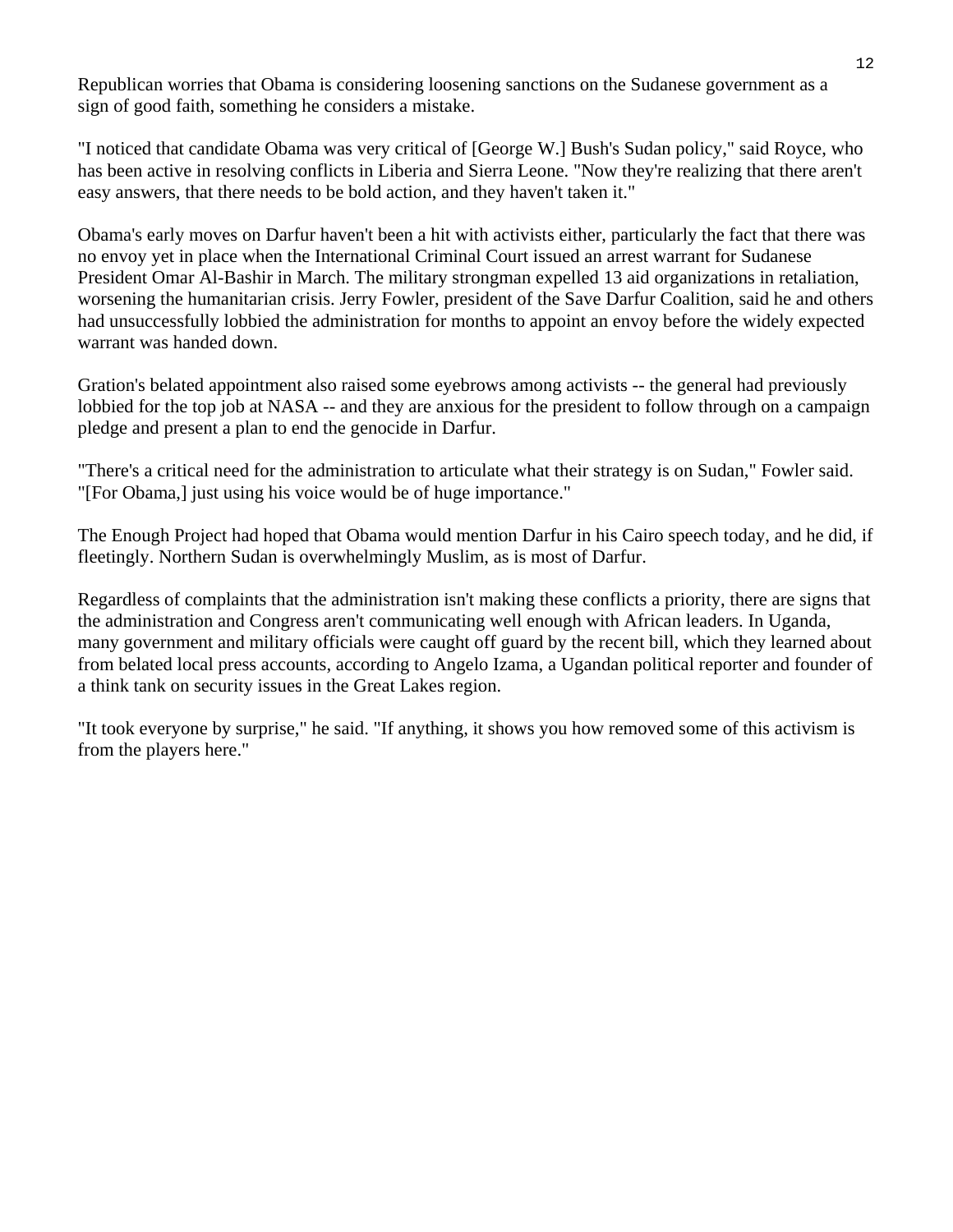Republican worries that Obama is considering loosening sanctions on the Sudanese government as a sign of good faith, something he considers a mistake.

"I noticed that candidate Obama was very critical of [George W.] Bush's Sudan policy," said Royce, who has been active in resolving conflicts in Liberia and Sierra Leone. "Now they're realizing that there aren't easy answers, that there needs to be bold action, and they haven't taken it."

Obama's early moves on Darfur haven't been a hit with activists either, particularly the fact that there was no envoy yet in place when the International Criminal Court issued an arrest warrant for Sudanese President Omar Al-Bashir in March. The military strongman expelled 13 aid organizations in retaliation, worsening the humanitarian crisis. Jerry Fowler, president of the Save Darfur Coalition, said he and others had unsuccessfully lobbied the administration for months to appoint an envoy before the widely expected warrant was handed down.

Gration's belated appointment also raised some eyebrows among activists -- the general had previously lobbied for the top job at NASA -- and they are anxious for the president to follow through on a campaign pledge and present a plan to end the genocide in Darfur.

"There's a critical need for the administration to articulate what their strategy is on Sudan," Fowler said. "[For Obama,] just using his voice would be of huge importance."

The Enough Project had hoped that Obama would mention Darfur in his Cairo speech today, and he did, if fleetingly. Northern Sudan is overwhelmingly Muslim, as is most of Darfur.

Regardless of complaints that the administration isn't making these conflicts a priority, there are signs that the administration and Congress aren't communicating well enough with African leaders. In Uganda, many government and military officials were caught off guard by the recent bill, which they learned about from belated local press accounts, according to Angelo Izama, a Ugandan political reporter and founder of a think tank on security issues in the Great Lakes region.

"It took everyone by surprise," he said. "If anything, it shows you how removed some of this activism is from the players here."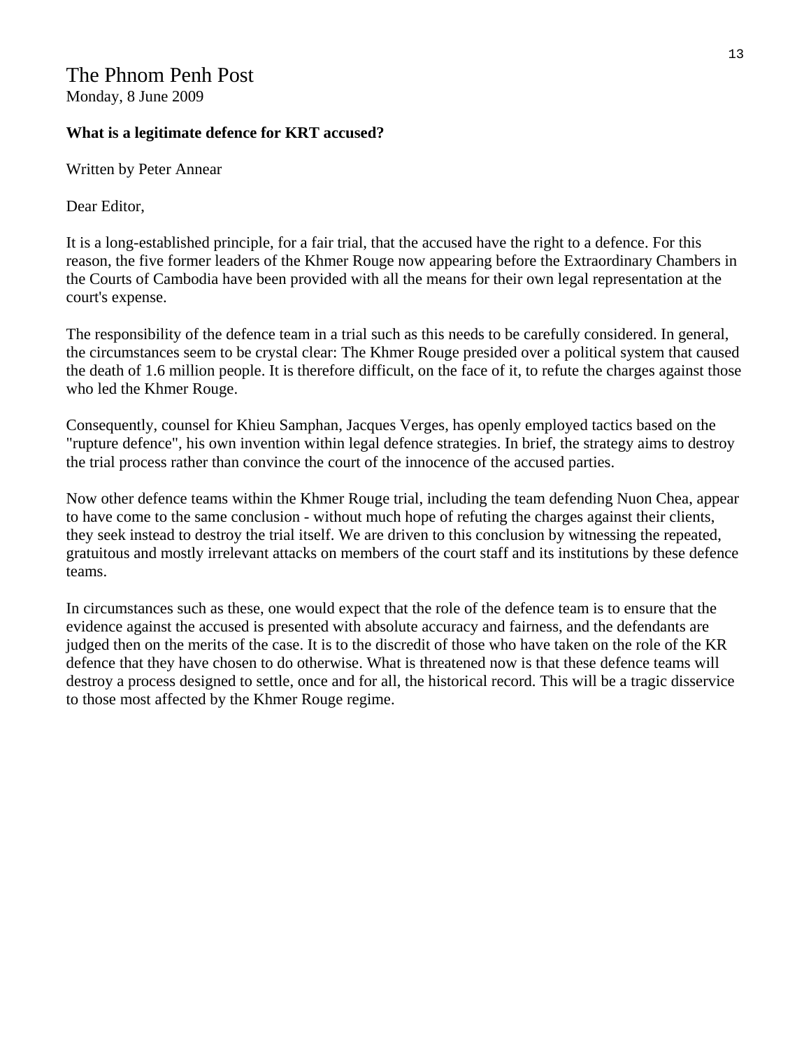The Phnom Penh Post
Monday, 8 June 2009

**What is a legitimate defence for KRT accused?**

Written by Peter Annear

Dear Editor,

It is a long-established principle, for a fair trial, that the accused have the right to a defence. For this reason, the five former leaders of the Khmer Rouge now appearing before the Extraordinary Chambers in the Courts of Cambodia have been provided with all the means for their own legal representation at the court's expense.

The responsibility of the defence team in a trial such as this needs to be carefully considered. In general, the circumstances seem to be crystal clear: The Khmer Rouge presided over a political system that caused the death of 1.6 million people. It is therefore difficult, on the face of it, to refute the charges against those who led the Khmer Rouge.

Consequently, counsel for Khieu Samphan, Jacques Verges, has openly employed tactics based on the "rupture defence", his own invention within legal defence strategies. In brief, the strategy aims to destroy the trial process rather than convince the court of the innocence of the accused parties.

Now other defence teams within the Khmer Rouge trial, including the team defending Nuon Chea, appear to have come to the same conclusion - without much hope of refuting the charges against their clients, they seek instead to destroy the trial itself. We are driven to this conclusion by witnessing the repeated, gratuitous and mostly irrelevant attacks on members of the court staff and its institutions by these defence teams.

In circumstances such as these, one would expect that the role of the defence team is to ensure that the evidence against the accused is presented with absolute accuracy and fairness, and the defendants are judged then on the merits of the case. It is to the discredit of those who have taken on the role of the KR defence that they have chosen to do otherwise. What is threatened now is that these defence teams will destroy a process designed to settle, once and for all, the historical record. This will be a tragic disservice to those most affected by the Khmer Rouge regime.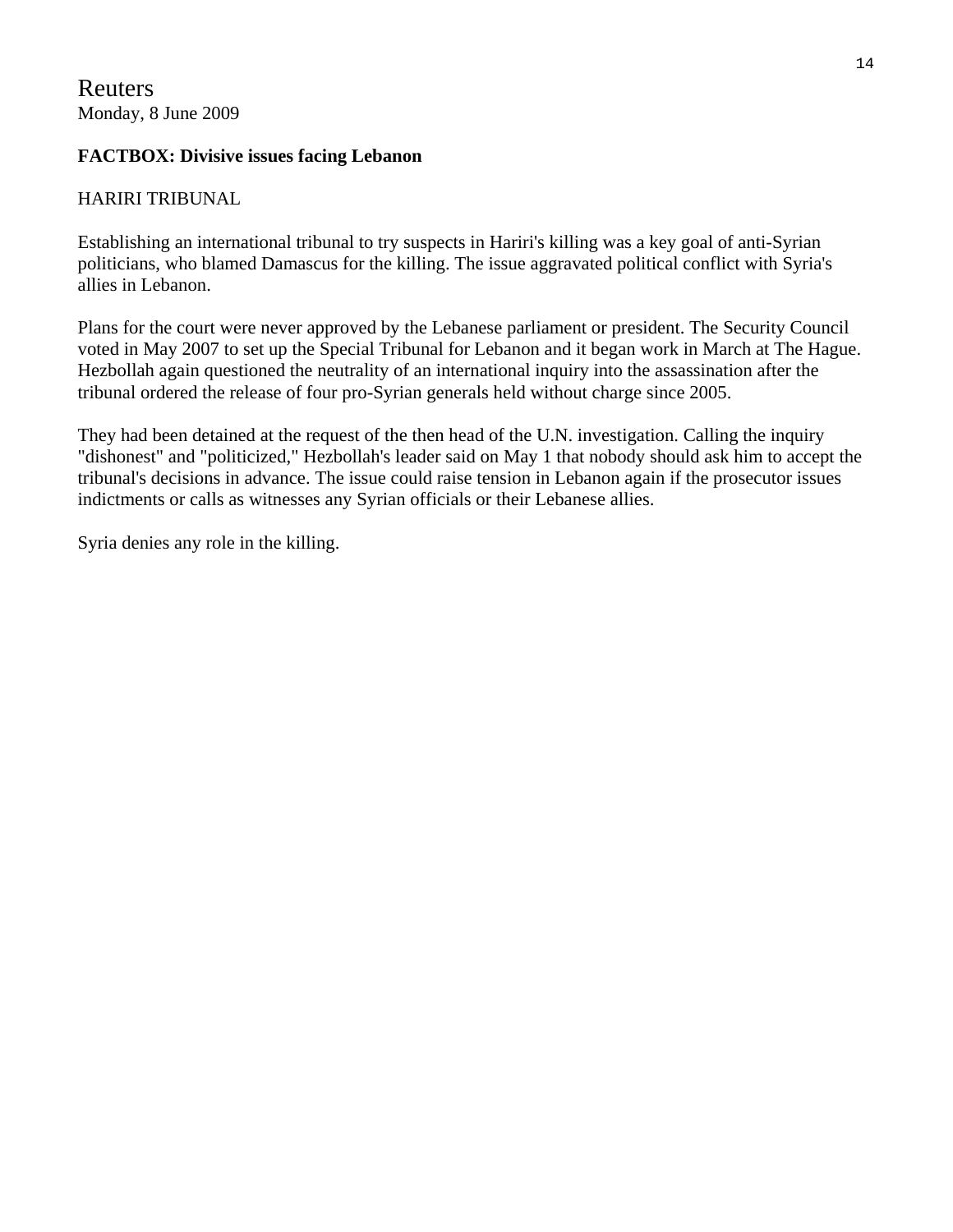Reuters
Monday, 8 June 2009

**FACTBOX: Divisive issues facing Lebanon**

HARIRI TRIBUNAL

Establishing an international tribunal to try suspects in Hariri's killing was a key goal of anti-Syrian politicians, who blamed Damascus for the killing. The issue aggravated political conflict with Syria's allies in Lebanon.

Plans for the court were never approved by the Lebanese parliament or president. The Security Council voted in May 2007 to set up the Special Tribunal for Lebanon and it began work in March at The Hague. Hezbollah again questioned the neutrality of an international inquiry into the assassination after the tribunal ordered the release of four pro-Syrian generals held without charge since 2005.

They had been detained at the request of the then head of the U.N. investigation. Calling the inquiry "dishonest" and "politicized," Hezbollah's leader said on May 1 that nobody should ask him to accept the tribunal's decisions in advance. The issue could raise tension in Lebanon again if the prosecutor issues indictments or calls as witnesses any Syrian officials or their Lebanese allies.

Syria denies any role in the killing.